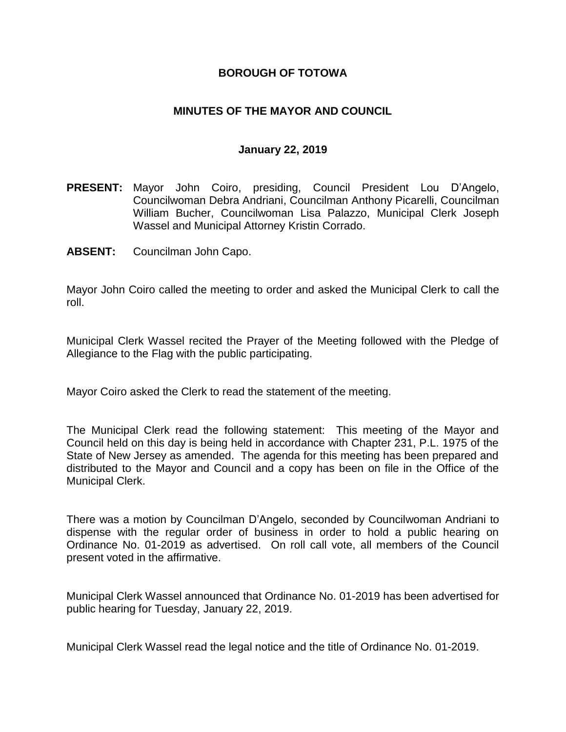# BOROUGH OF TOTOWA

## MINUTES OF THE MAYOR AND COUNCIL

### January 22, 2019

**PRESENT:** Mayor John Coiro, presiding, Council President Lou D'Angelo, Councilwoman Debra Andriani, Councilman Anthony Picarelli, Councilman William Bucher, Councilwoman Lisa Palazzo, Municipal Clerk Joseph Wassel and Municipal Attorney Kristin Corrado.

**ABSENT:** Councilman John Capo.

Mayor John Coiro called the meeting to order and asked the Municipal Clerk to call the roll.

Municipal Clerk Wassel recited the Prayer of the Meeting followed with the Pledge of Allegiance to the Flag with the public participating.

Mayor Coiro asked the Clerk to read the statement of the meeting.

The Municipal Clerk read the following statement: This meeting of the Mayor and Council held on this day is being held in accordance with Chapter 231, P.L. 1975 of the State of New Jersey as amended. The agenda for this meeting has been prepared and distributed to the Mayor and Council and a copy has been on file in the Office of the Municipal Clerk.

There was a motion by Councilman D'Angelo, seconded by Councilwoman Andriani to dispense with the regular order of business in order to hold a public hearing on Ordinance No. 01-2019 as advertised. On roll call vote, all members of the Council present voted in the affirmative.

Municipal Clerk Wassel announced that Ordinance No. 01-2019 has been advertised for public hearing for Tuesday, January 22, 2019.

Municipal Clerk Wassel read the legal notice and the title of Ordinance No. 01-2019.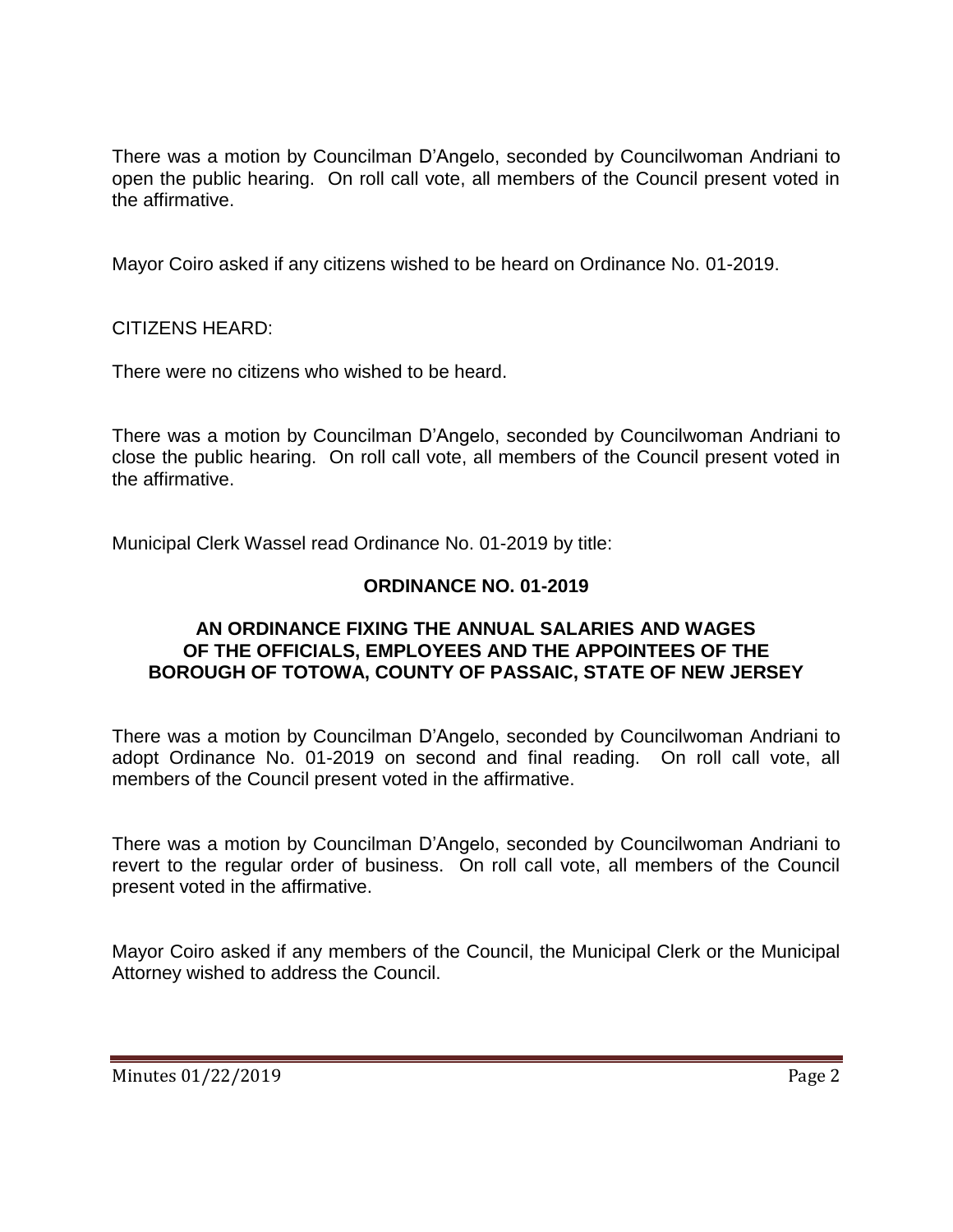There was a motion by Councilman D'Angelo, seconded by Councilwoman Andriani to open the public hearing. On roll call vote, all members of the Council present voted in the affirmative.

Mayor Coiro asked if any citizens wished to be heard on Ordinance No. 01-2019.

CITIZENS HEARD:

There were no citizens who wished to be heard.

There was a motion by Councilman D'Angelo, seconded by Councilwoman Andriani to close the public hearing. On roll call vote, all members of the Council present voted in the affirmative.

Municipal Clerk Wassel read Ordinance No. 01-2019 by title:

**ORDINANCE NO. 01-2019**

**AN ORDINANCE FIXING THE ANNUAL SALARIES AND WAGES OF THE OFFICIALS, EMPLOYEES AND THE APPOINTEES OF THE BOROUGH OF TOTOWA, COUNTY OF PASSAIC, STATE OF NEW JERSEY**

There was a motion by Councilman D'Angelo, seconded by Councilwoman Andriani to adopt Ordinance No. 01-2019 on second and final reading. On roll call vote, all members of the Council present voted in the affirmative.

There was a motion by Councilman D'Angelo, seconded by Councilwoman Andriani to revert to the regular order of business. On roll call vote, all members of the Council present voted in the affirmative.

Mayor Coiro asked if any members of the Council, the Municipal Clerk or the Municipal Attorney wished to address the Council.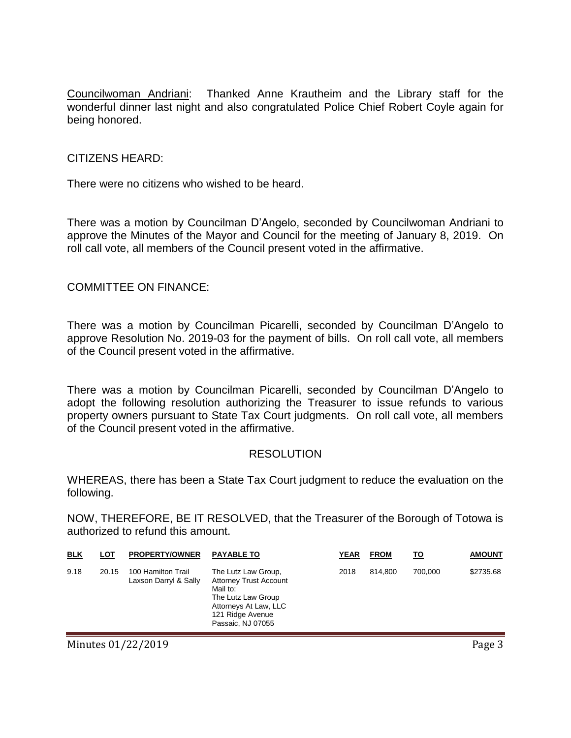Councilwoman Andriani: Thanked Anne Krautheim and the Library staff for the wonderful dinner last night and also congratulated Police Chief Robert Coyle again for being honored.

CITIZENS HEARD:

There were no citizens who wished to be heard.

There was a motion by Councilman D'Angelo, seconded by Councilwoman Andriani to approve the Minutes of the Mayor and Council for the meeting of January 8, 2019. On roll call vote, all members of the Council present voted in the affirmative.

COMMITTEE ON FINANCE:

There was a motion by Councilman Picarelli, seconded by Councilman D'Angelo to approve Resolution No. 2019-03 for the payment of bills. On roll call vote, all members of the Council present voted in the affirmative.

There was a motion by Councilman Picarelli, seconded by Councilman D'Angelo to adopt the following resolution authorizing the Treasurer to issue refunds to various property owners pursuant to State Tax Court judgments. On roll call vote, all members of the Council present voted in the affirmative.

RESOLUTION

WHEREAS, there has been a State Tax Court judgment to reduce the evaluation on the following.

NOW, THEREFORE, BE IT RESOLVED, that the Treasurer of the Borough of Totowa is authorized to refund this amount.

| BLK | LOT | PROPERTY/OWNER | PAYABLE TO | YEAR | FROM | TO | AMOUNT |
|---|---|---|---|---|---|---|---|
| 9.18 | 20.15 | 100 Hamilton Trail Laxson Darryl & Sally | The Lutz Law Group, Attorney Trust Account Mail to: The Lutz Law Group Attorneys At Law, LLC 121 Ridge Avenue Passaic, NJ 07055 | 2018 | 814,800 | 700,000 | $2735.68 |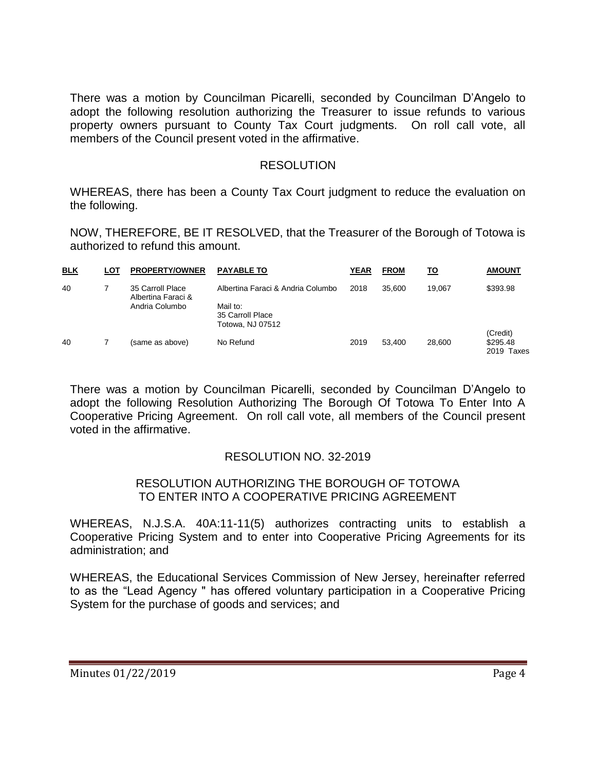There was a motion by Councilman Picarelli, seconded by Councilman D'Angelo to adopt the following resolution authorizing the Treasurer to issue refunds to various property owners pursuant to County Tax Court judgments. On roll call vote, all members of the Council present voted in the affirmative.

## RESOLUTION

WHEREAS, there has been a County Tax Court judgment to reduce the evaluation on the following.

NOW, THEREFORE, BE IT RESOLVED, that the Treasurer of the Borough of Totowa is authorized to refund this amount.

| BLK | LOT | PROPERTY/OWNER | PAYABLE TO | YEAR | FROM | TO | AMOUNT |
|---|---|---|---|---|---|---|---|
| 40 | 7 | 35 Carroll Place Albertina Faraci & Andria Columbo | Albertina Faraci & Andria Columbo<br>Mail to:<br>35 Carroll Place<br>Totowa, NJ 07512 | 2018 | 35,600 | 19,067 | $393.98 |
| 40 | 7 | (same as above) | No Refund | 2019 | 53,400 | 28,600 | (Credit) $295.48 2019 Taxes |

There was a motion by Councilman Picarelli, seconded by Councilman D'Angelo to adopt the following Resolution Authorizing The Borough Of Totowa To Enter Into A Cooperative Pricing Agreement. On roll call vote, all members of the Council present voted in the affirmative.

## RESOLUTION NO. 32-2019

### RESOLUTION AUTHORIZING THE BOROUGH OF TOTOWA TO ENTER INTO A COOPERATIVE PRICING AGREEMENT

WHEREAS, N.J.S.A. 40A:11-11(5) authorizes contracting units to establish a Cooperative Pricing System and to enter into Cooperative Pricing Agreements for its administration; and

WHEREAS, the Educational Services Commission of New Jersey, hereinafter referred to as the "Lead Agency " has offered voluntary participation in a Cooperative Pricing System for the purchase of goods and services; and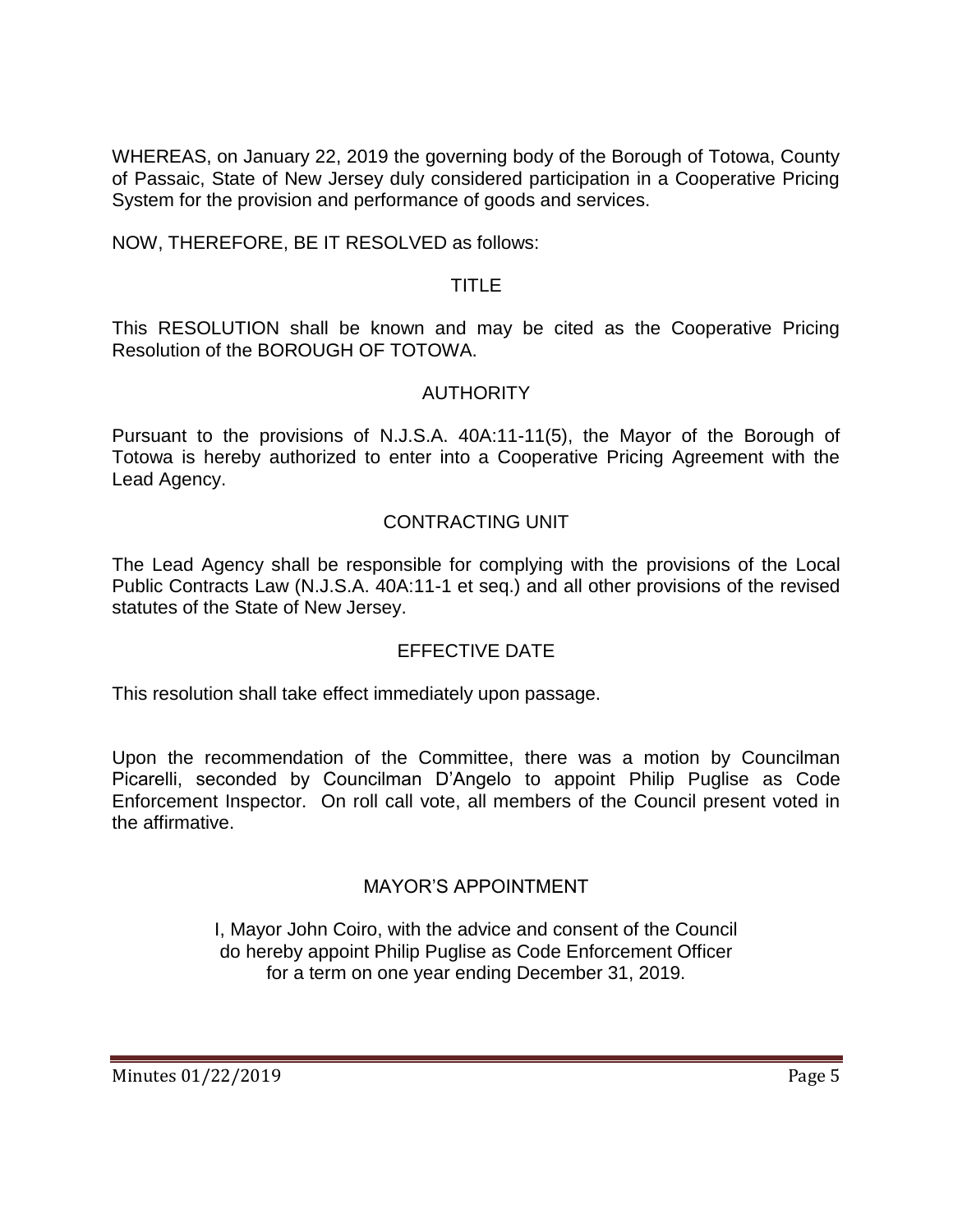WHEREAS, on January 22, 2019 the governing body of the Borough of Totowa, County of Passaic, State of New Jersey duly considered participation in a Cooperative Pricing System for the provision and performance of goods and services.

NOW, THEREFORE, BE IT RESOLVED as follows:

TITLE

This RESOLUTION shall be known and may be cited as the Cooperative Pricing Resolution of the BOROUGH OF TOTOWA.

AUTHORITY

Pursuant to the provisions of N.J.S.A. 40A:11-11(5), the Mayor of the Borough of Totowa is hereby authorized to enter into a Cooperative Pricing Agreement with the Lead Agency.

CONTRACTING UNIT

The Lead Agency shall be responsible for complying with the provisions of the Local Public Contracts Law (N.J.S.A. 40A:11-1 et seq.) and all other provisions of the revised statutes of the State of New Jersey.

EFFECTIVE DATE

This resolution shall take effect immediately upon passage.

Upon the recommendation of the Committee, there was a motion by Councilman Picarelli, seconded by Councilman D'Angelo to appoint Philip Puglise as Code Enforcement Inspector. On roll call vote, all members of the Council present voted in the affirmative.

MAYOR'S APPOINTMENT

I, Mayor John Coiro, with the advice and consent of the Council do hereby appoint Philip Puglise as Code Enforcement Officer for a term on one year ending December 31, 2019.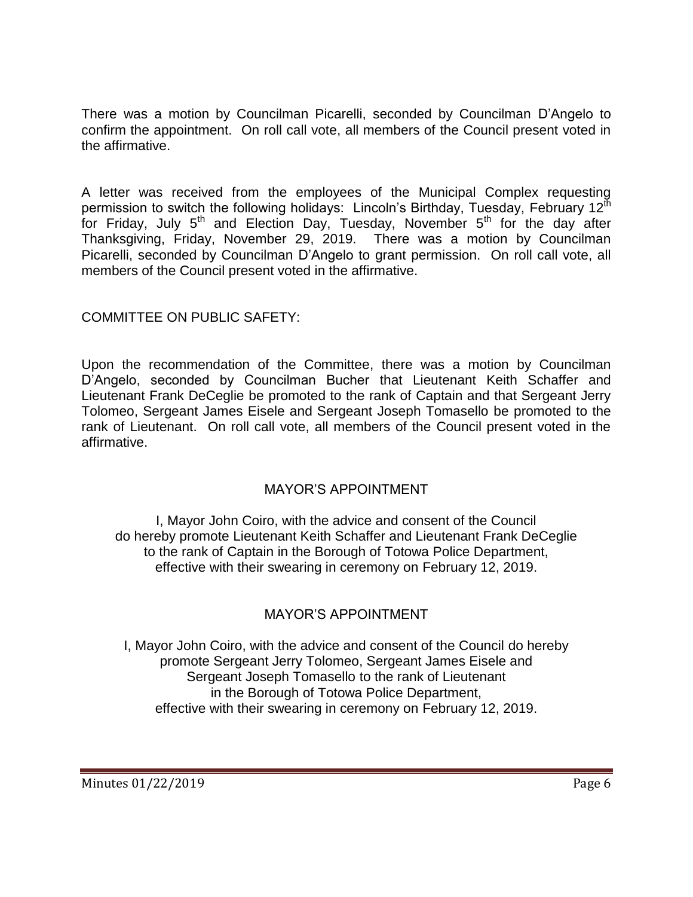There was a motion by Councilman Picarelli, seconded by Councilman D'Angelo to confirm the appointment. On roll call vote, all members of the Council present voted in the affirmative.

A letter was received from the employees of the Municipal Complex requesting permission to switch the following holidays: Lincoln's Birthday, Tuesday, February 12th for Friday, July 5th and Election Day, Tuesday, November 5th for the day after Thanksgiving, Friday, November 29, 2019. There was a motion by Councilman Picarelli, seconded by Councilman D'Angelo to grant permission. On roll call vote, all members of the Council present voted in the affirmative.

COMMITTEE ON PUBLIC SAFETY:

Upon the recommendation of the Committee, there was a motion by Councilman D'Angelo, seconded by Councilman Bucher that Lieutenant Keith Schaffer and Lieutenant Frank DeCeglie be promoted to the rank of Captain and that Sergeant Jerry Tolomeo, Sergeant James Eisele and Sergeant Joseph Tomasello be promoted to the rank of Lieutenant. On roll call vote, all members of the Council present voted in the affirmative.

MAYOR'S APPOINTMENT

I, Mayor John Coiro, with the advice and consent of the Council do hereby promote Lieutenant Keith Schaffer and Lieutenant Frank DeCeglie to the rank of Captain in the Borough of Totowa Police Department, effective with their swearing in ceremony on February 12, 2019.

MAYOR'S APPOINTMENT

I, Mayor John Coiro, with the advice and consent of the Council do hereby promote Sergeant Jerry Tolomeo, Sergeant James Eisele and Sergeant Joseph Tomasello to the rank of Lieutenant in the Borough of Totowa Police Department, effective with their swearing in ceremony on February 12, 2019.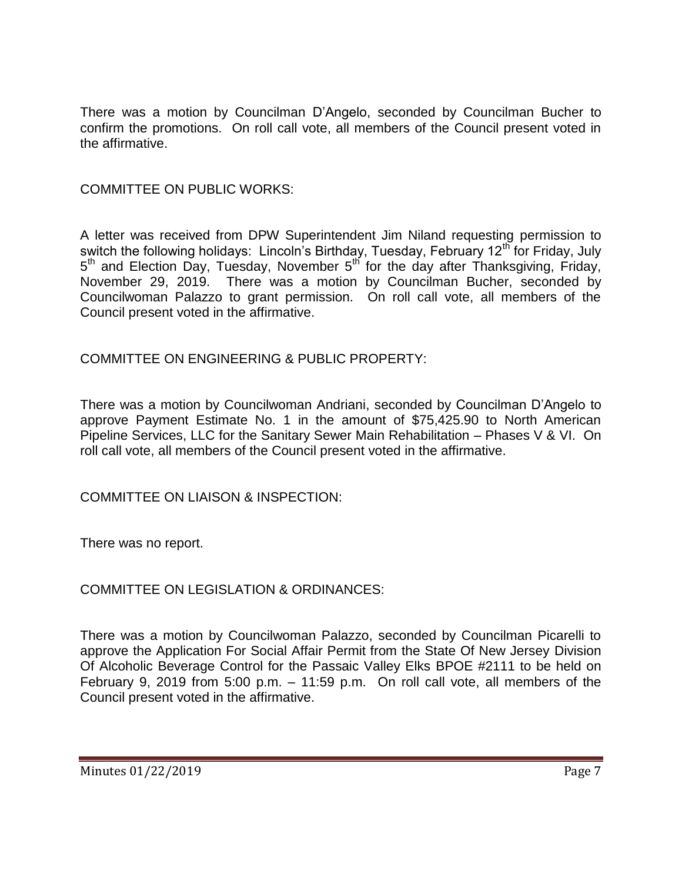There was a motion by Councilman D'Angelo, seconded by Councilman Bucher to confirm the promotions. On roll call vote, all members of the Council present voted in the affirmative.

COMMITTEE ON PUBLIC WORKS:

A letter was received from DPW Superintendent Jim Niland requesting permission to switch the following holidays: Lincoln's Birthday, Tuesday, February 12th for Friday, July 5th and Election Day, Tuesday, November 5th for the day after Thanksgiving, Friday, November 29, 2019. There was a motion by Councilman Bucher, seconded by Councilwoman Palazzo to grant permission. On roll call vote, all members of the Council present voted in the affirmative.

COMMITTEE ON ENGINEERING & PUBLIC PROPERTY:

There was a motion by Councilwoman Andriani, seconded by Councilman D'Angelo to approve Payment Estimate No. 1 in the amount of $75,425.90 to North American Pipeline Services, LLC for the Sanitary Sewer Main Rehabilitation – Phases V & VI. On roll call vote, all members of the Council present voted in the affirmative.

COMMITTEE ON LIAISON & INSPECTION:

There was no report.

COMMITTEE ON LEGISLATION & ORDINANCES:

There was a motion by Councilwoman Palazzo, seconded by Councilman Picarelli to approve the Application For Social Affair Permit from the State Of New Jersey Division Of Alcoholic Beverage Control for the Passaic Valley Elks BPOE #2111 to be held on February 9, 2019 from 5:00 p.m. – 11:59 p.m. On roll call vote, all members of the Council present voted in the affirmative.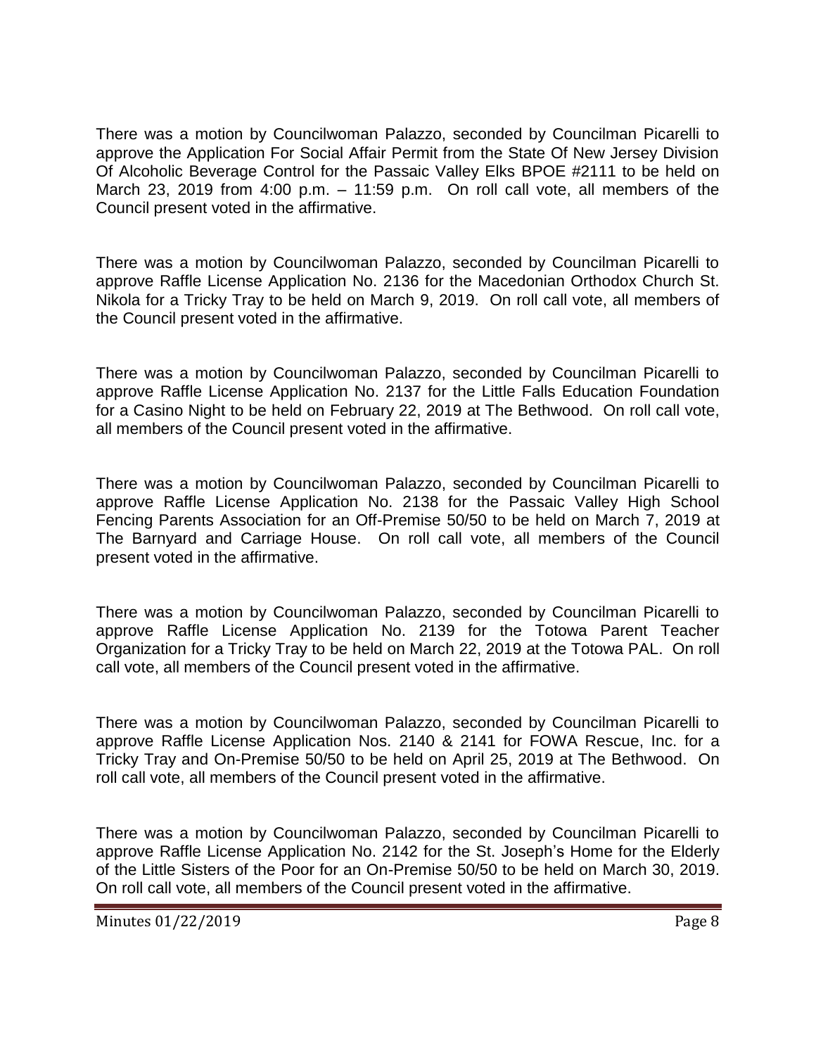There was a motion by Councilwoman Palazzo, seconded by Councilman Picarelli to approve the Application For Social Affair Permit from the State Of New Jersey Division Of Alcoholic Beverage Control for the Passaic Valley Elks BPOE #2111 to be held on March 23, 2019 from 4:00 p.m. – 11:59 p.m. On roll call vote, all members of the Council present voted in the affirmative.

There was a motion by Councilwoman Palazzo, seconded by Councilman Picarelli to approve Raffle License Application No. 2136 for the Macedonian Orthodox Church St. Nikola for a Tricky Tray to be held on March 9, 2019. On roll call vote, all members of the Council present voted in the affirmative.

There was a motion by Councilwoman Palazzo, seconded by Councilman Picarelli to approve Raffle License Application No. 2137 for the Little Falls Education Foundation for a Casino Night to be held on February 22, 2019 at The Bethwood. On roll call vote, all members of the Council present voted in the affirmative.

There was a motion by Councilwoman Palazzo, seconded by Councilman Picarelli to approve Raffle License Application No. 2138 for the Passaic Valley High School Fencing Parents Association for an Off-Premise 50/50 to be held on March 7, 2019 at The Barnyard and Carriage House. On roll call vote, all members of the Council present voted in the affirmative.

There was a motion by Councilwoman Palazzo, seconded by Councilman Picarelli to approve Raffle License Application No. 2139 for the Totowa Parent Teacher Organization for a Tricky Tray to be held on March 22, 2019 at the Totowa PAL. On roll call vote, all members of the Council present voted in the affirmative.

There was a motion by Councilwoman Palazzo, seconded by Councilman Picarelli to approve Raffle License Application Nos. 2140 & 2141 for FOWA Rescue, Inc. for a Tricky Tray and On-Premise 50/50 to be held on April 25, 2019 at The Bethwood. On roll call vote, all members of the Council present voted in the affirmative.

There was a motion by Councilwoman Palazzo, seconded by Councilman Picarelli to approve Raffle License Application No. 2142 for the St. Joseph's Home for the Elderly of the Little Sisters of the Poor for an On-Premise 50/50 to be held on March 30, 2019. On roll call vote, all members of the Council present voted in the affirmative.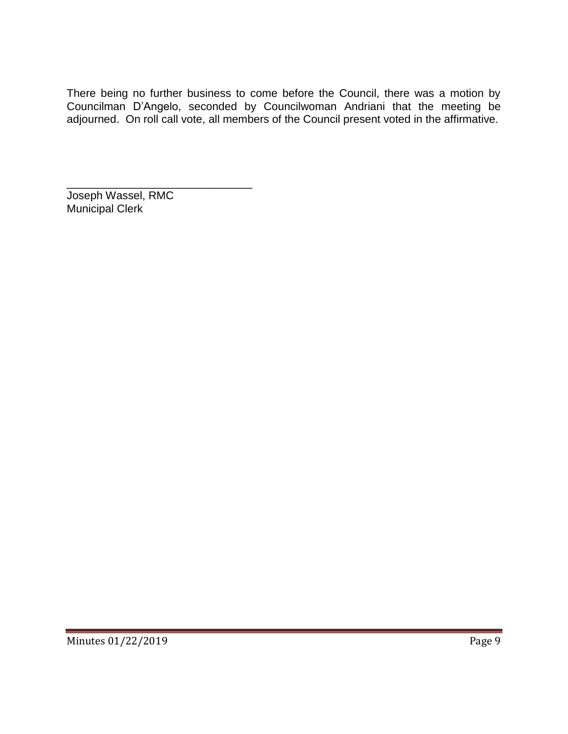There being no further business to come before the Council, there was a motion by Councilman D'Angelo, seconded by Councilwoman Andriani that the meeting be adjourned. On roll call vote, all members of the Council present voted in the affirmative.

_______________________________

Joseph Wassel, RMC
Municipal Clerk